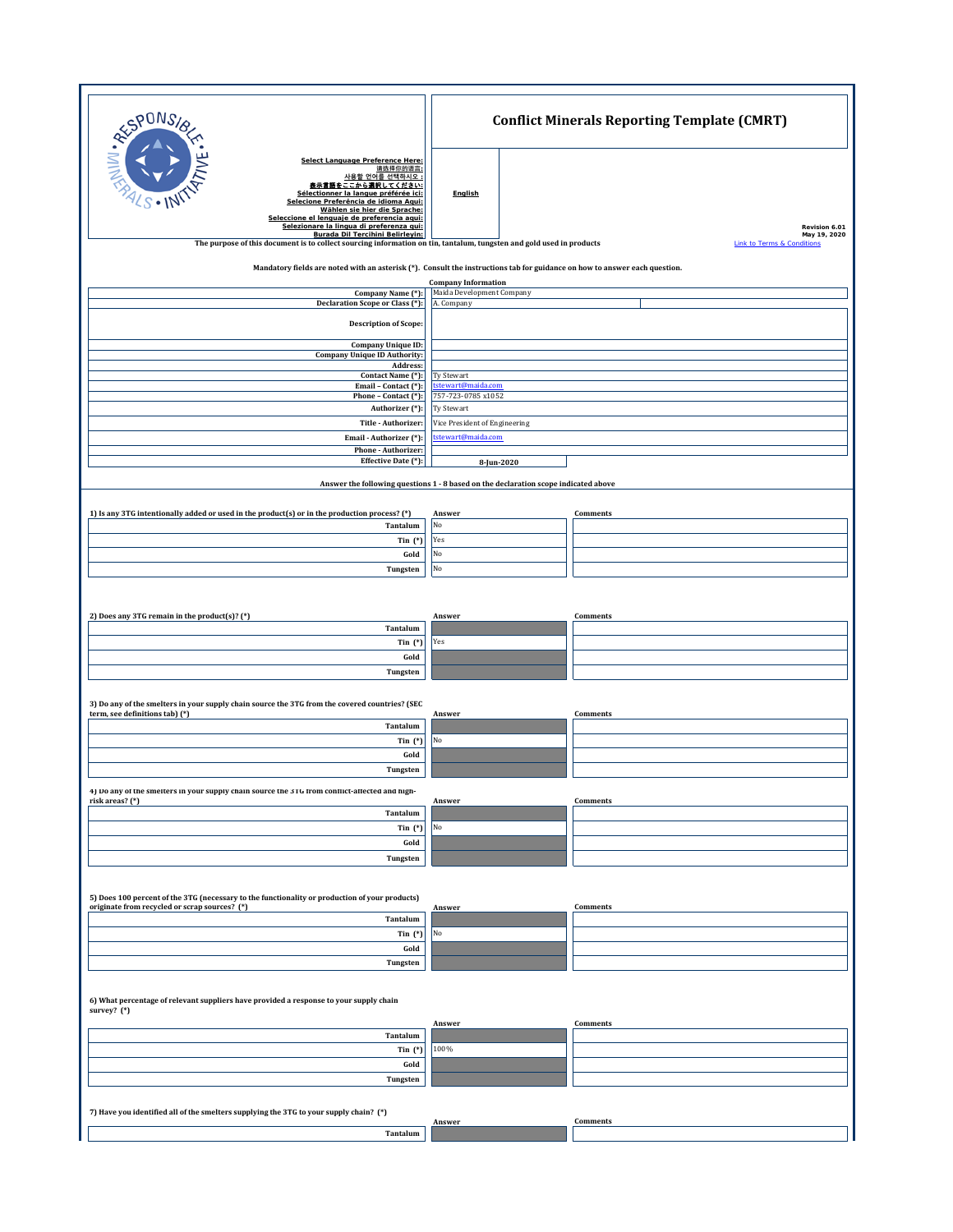# Conflict Minerals Reporting Template (CMRT)

Select Language Preference Here:
请选择你的语言:
사용할 언어를 선택하시오 :
表示言語をここから選択してください:
Sélectionner la langue préférée ici:
Selecione Preferência de idioma Aqui:
Wählen sie hier die Sprache:
Seleccione el lenguaje de preferencia aqui:
Selezionare la lingua di preferenza qui:
Burada Dil Tercihini Belirleyin:

**English**

Revision 6.01
May 19, 2020

The purpose of this document is to collect sourcing information on tin, tantalum, tungsten and gold used in products

Link to Terms & Conditions

Mandatory fields are noted with an asterisk (*). Consult the instructions tab for guidance on how to answer each question.

**Company Information**

| Field | Value |
|---|---|
| Company Name (*): | Maida Development Company |
| Declaration Scope or Class (*): | A. Company |
| Description of Scope: | |
| Company Unique ID: | |
| Company Unique ID Authority: | |
| Address: | |
| Contact Name (*): | Ty Stewart |
| Email – Contact (*): | tstewart@maida.com |
| Phone – Contact (*): | 757-723-0785 x1052 |
| Authorizer (*): | Ty Stewart |
| Title - Authorizer: | Vice President of Engineering |
| Email - Authorizer (*): | tstewart@maida.com |
| Phone - Authorizer: | |
| Effective Date (*): | 8-Jun-2020 |

Answer the following questions 1 - 8 based on the declaration scope indicated above

**1) Is any 3TG intentionally added or used in the product(s) or in the production process? (*)**

| | Answer | Comments |
|---|---|---|
| Tantalum | No | |
| Tin (*) | Yes | |
| Gold | No | |
| Tungsten | No | |

**2) Does any 3TG remain in the product(s)? (*)**

| | Answer | Comments |
|---|---|---|
| Tantalum | | |
| Tin (*) | Yes | |
| Gold | | |
| Tungsten | | |

**3) Do any of the smelters in your supply chain source the 3TG from the covered countries? (SEC term, see definitions tab) (*)**

| | Answer | Comments |
|---|---|---|
| Tantalum | | |
| Tin (*) | No | |
| Gold | | |
| Tungsten | | |

**4) Do any of the smelters in your supply chain source the 3TG from conflict-affected and high-risk areas? (*)**

| | Answer | Comments |
|---|---|---|
| Tantalum | | |
| Tin (*) | No | |
| Gold | | |
| Tungsten | | |

**5) Does 100 percent of the 3TG (necessary to the functionality or production of your products) originate from recycled or scrap sources? (*)**

| | Answer | Comments |
|---|---|---|
| Tantalum | | |
| Tin (*) | No | |
| Gold | | |
| Tungsten | | |

**6) What percentage of relevant suppliers have provided a response to your supply chain survey? (*)**

| | Answer | Comments |
|---|---|---|
| Tantalum | | |
| Tin (*) | 100% | |
| Gold | | |
| Tungsten | | |

**7) Have you identified all of the smelters supplying the 3TG to your supply chain? (*)**

| | Answer | Comments |
|---|---|---|
| Tantalum | | |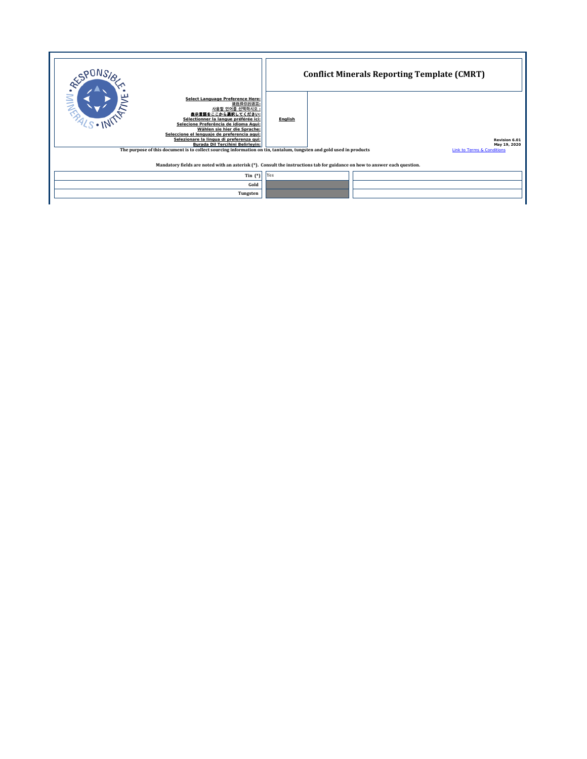Select Language Preference Here:
请选择你的语言:
사용할 언어를 선택하시오 :
表示言語をここから選択してください:
Sélectionner la langue préférée ici:
Selecione Preferência de idioma Aqui:
Wählen sie hier die Sprache:
Seleccione el lenguaje de preferencia aqui:
Selezionare la lingua di preferenza qui:
Burada Dil Tercihini Belirleyin:

**English**

# Conflict Minerals Reporting Template (CMRT)

**Revision 6.01**
**May 19, 2020**

[Link to Terms & Conditions]

**The purpose of this document is to collect sourcing information on tin, tantalum, tungsten and gold used in products**

**Mandatory fields are noted with an asterisk (*). Consult the instructions tab for guidance on how to answer each question.**

| | | |
|---|---|---|
| **Tin (*)** | Yes | |
| **Gold** | | |
| **Tungsten** | | |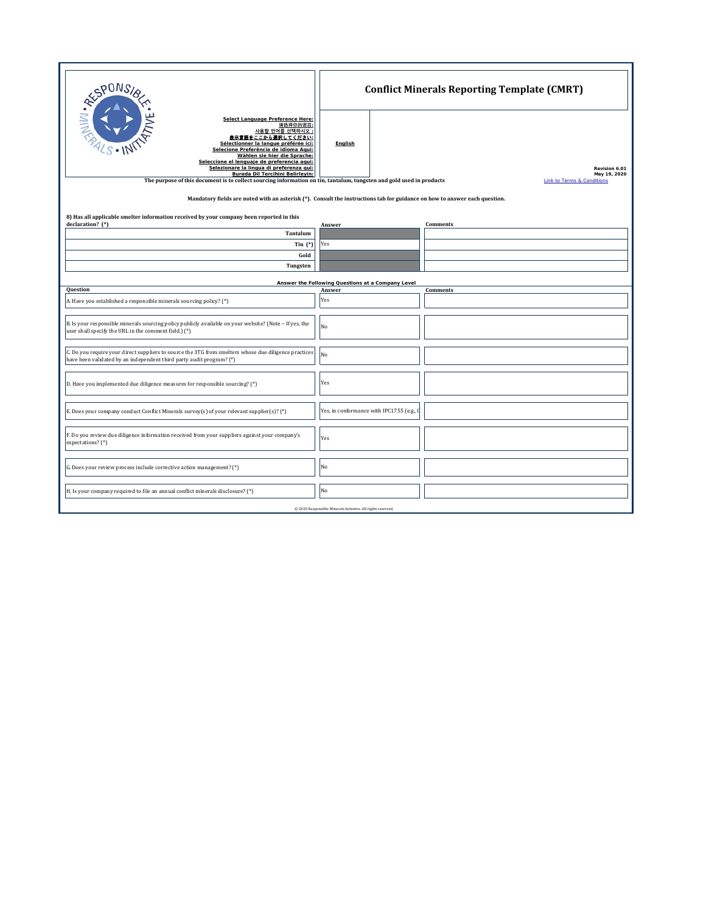Select Language Preference Here:
请选择你的语言:
사용할 언어를 선택하시오 :
表示言語をここから選択してください:
Sélectionner la langue préférée ici:
Selecione Preferência de idioma Aqui:
Wählen sie hier die Sprache:
Seleccione el lenguaje de preferencia aqui:
Selezionare la lingua di preferenza qui:
Burada Dil Tercihini Belirleyin:

English

# Conflict Minerals Reporting Template (CMRT)

Revision 6.01
May 19, 2020

The purpose of this document is to collect sourcing information on tin, tantalum, tungsten and gold used in products

Link to Terms & Conditions

Mandatory fields are noted with an asterisk (*). Consult the instructions tab for guidance on how to answer each question.

| 8) Has all applicable smelter information received by your company been reported in this declaration? (*) | Answer | Comments |
|---|---|---|
| Tantalum | | |
| Tin (*) | Yes | |
| Gold | | |
| Tungsten | | |

**Answer the Following Questions at a Company Level**

| Question | Answer | Comments |
|---|---|---|
| A. Have you established a responsible minerals sourcing policy? (*) | Yes | |
| B. Is your responsible minerals sourcing policy publicly available on your website? (Note – If yes, the user shall specify the URL in the comment field.) (*) | No | |
| C. Do you require your direct suppliers to source the 3TG from smelters whose due diligence practices have been validated by an independent third party audit program? (*) | No | |
| D. Have you implemented due diligence measures for responsible sourcing? (*) | Yes | |
| E. Does your company conduct Conflict Minerals survey(s) of your relevant supplier(s)? (*) | Yes, in conformance with IPC1755 (e.g., C | |
| F. Do you review due diligence information received from your suppliers against your company's expectations? (*) | Yes | |
| G. Does your review process include corrective action management? (*) | No | |
| H. Is your company required to file an annual conflict minerals disclosure? (*) | No | |

© 2020 Responsible Minerals Initiative. All rights reserved.